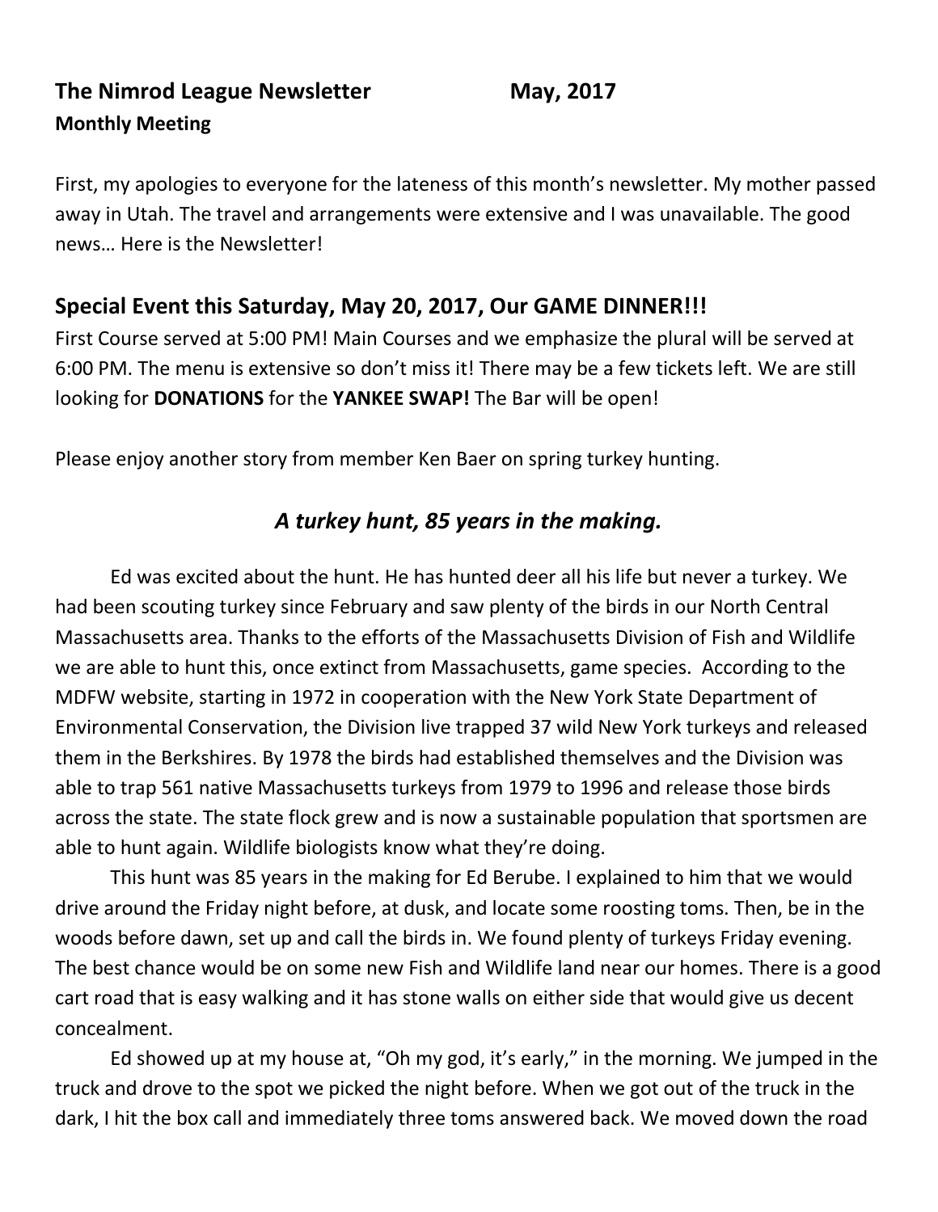**The Nimrod League Newsletter May, 2017**

**Monthly Meeting**

First, my apologies to everyone for the lateness of this month's newsletter. My mother passed away in Utah. The travel and arrangements were extensive and I was unavailable. The good news… Here is the Newsletter!

## Special Event this Saturday, May 20, 2017, Our GAME DINNER!!!

First Course served at 5:00 PM! Main Courses and we emphasize the plural will be served at 6:00 PM. The menu is extensive so don't miss it! There may be a few tickets left. We are still looking for **DONATIONS** for the **YANKEE SWAP!** The Bar will be open!

Please enjoy another story from member Ken Baer on spring turkey hunting.

### *A turkey hunt, 85 years in the making.*

Ed was excited about the hunt. He has hunted deer all his life but never a turkey. We had been scouting turkey since February and saw plenty of the birds in our North Central Massachusetts area. Thanks to the efforts of the Massachusetts Division of Fish and Wildlife we are able to hunt this, once extinct from Massachusetts, game species. According to the MDFW website, starting in 1972 in cooperation with the New York State Department of Environmental Conservation, the Division live trapped 37 wild New York turkeys and released them in the Berkshires. By 1978 the birds had established themselves and the Division was able to trap 561 native Massachusetts turkeys from 1979 to 1996 and release those birds across the state. The state flock grew and is now a sustainable population that sportsmen are able to hunt again. Wildlife biologists know what they're doing.

This hunt was 85 years in the making for Ed Berube. I explained to him that we would drive around the Friday night before, at dusk, and locate some roosting toms. Then, be in the woods before dawn, set up and call the birds in. We found plenty of turkeys Friday evening. The best chance would be on some new Fish and Wildlife land near our homes. There is a good cart road that is easy walking and it has stone walls on either side that would give us decent concealment.

Ed showed up at my house at, "Oh my god, it's early," in the morning. We jumped in the truck and drove to the spot we picked the night before. When we got out of the truck in the dark, I hit the box call and immediately three toms answered back. We moved down the road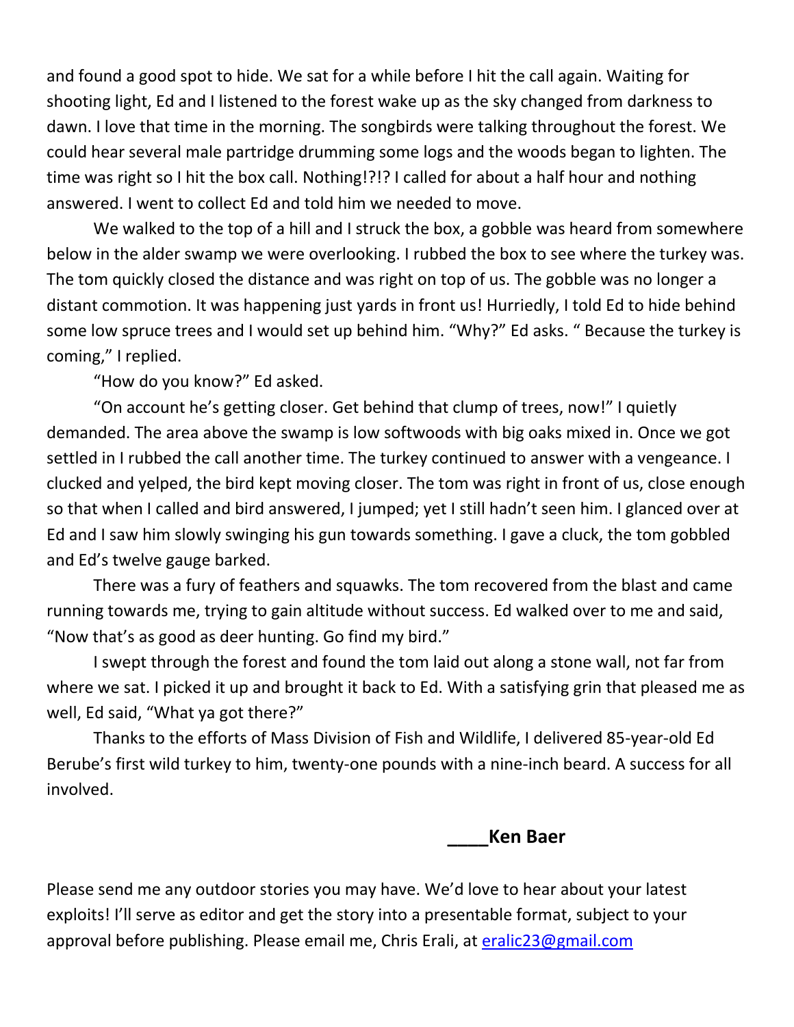and found a good spot to hide. We sat for a while before I hit the call again. Waiting for shooting light, Ed and I listened to the forest wake up as the sky changed from darkness to dawn. I love that time in the morning. The songbirds were talking throughout the forest. We could hear several male partridge drumming some logs and the woods began to lighten. The time was right so I hit the box call. Nothing!?!? I called for about a half hour and nothing answered. I went to collect Ed and told him we needed to move.

We walked to the top of a hill and I struck the box, a gobble was heard from somewhere below in the alder swamp we were overlooking. I rubbed the box to see where the turkey was. The tom quickly closed the distance and was right on top of us. The gobble was no longer a distant commotion. It was happening just yards in front us! Hurriedly, I told Ed to hide behind some low spruce trees and I would set up behind him. "Why?" Ed asks. " Because the turkey is coming," I replied.

"How do you know?" Ed asked.

"On account he's getting closer. Get behind that clump of trees, now!" I quietly demanded. The area above the swamp is low softwoods with big oaks mixed in. Once we got settled in I rubbed the call another time. The turkey continued to answer with a vengeance. I clucked and yelped, the bird kept moving closer. The tom was right in front of us, close enough so that when I called and bird answered, I jumped; yet I still hadn't seen him. I glanced over at Ed and I saw him slowly swinging his gun towards something. I gave a cluck, the tom gobbled and Ed's twelve gauge barked.

There was a fury of feathers and squawks. The tom recovered from the blast and came running towards me, trying to gain altitude without success. Ed walked over to me and said, "Now that's as good as deer hunting. Go find my bird."

I swept through the forest and found the tom laid out along a stone wall, not far from where we sat. I picked it up and brought it back to Ed. With a satisfying grin that pleased me as well, Ed said, "What ya got there?"

Thanks to the efforts of Mass Division of Fish and Wildlife, I delivered 85-year-old Ed Berube's first wild turkey to him, twenty-one pounds with a nine-inch beard. A success for all involved.

**____Ken Baer**

Please send me any outdoor stories you may have. We'd love to hear about your latest exploits! I'll serve as editor and get the story into a presentable format, subject to your approval before publishing. Please email me, Chris Erali, at eralic23@gmail.com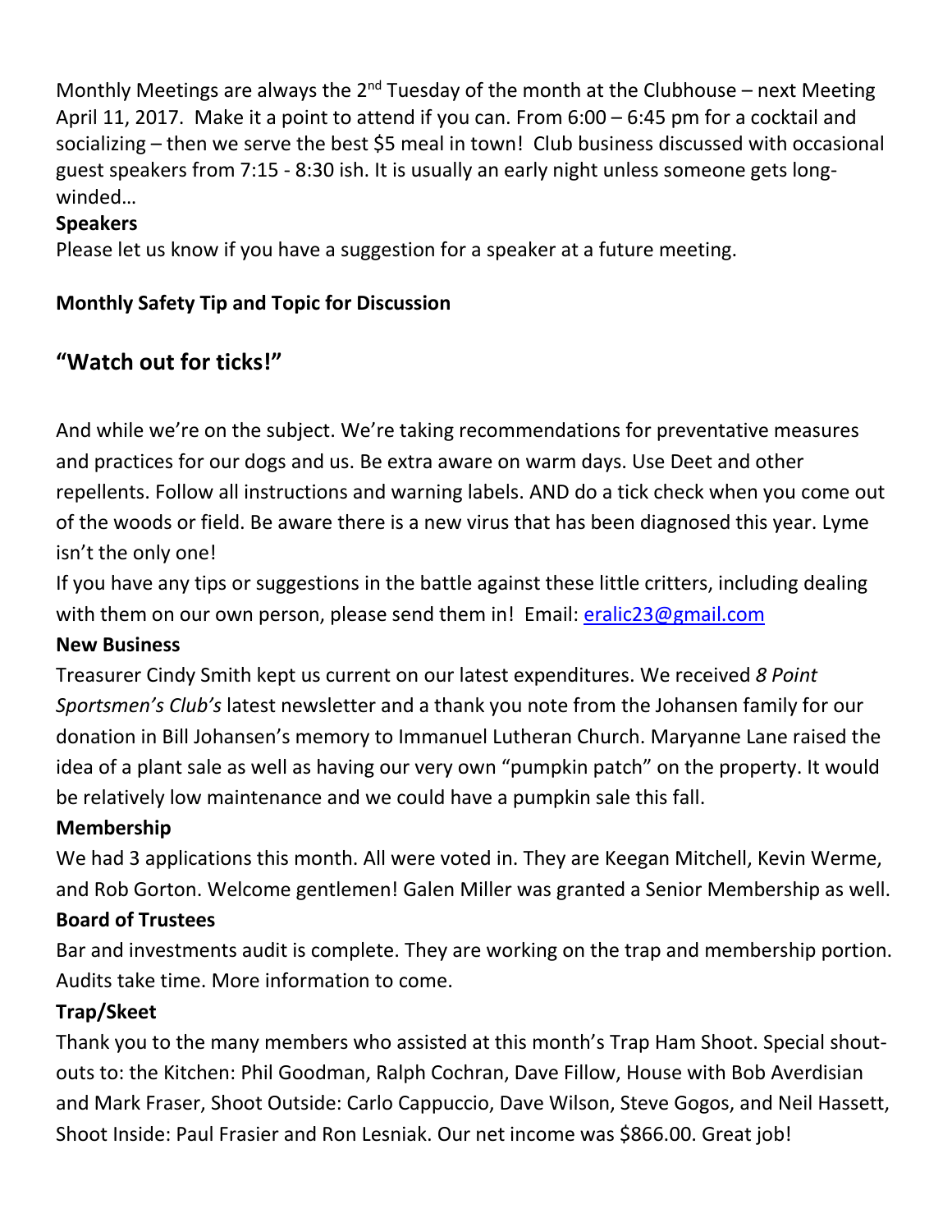Monthly Meetings are always the 2nd Tuesday of the month at the Clubhouse – next Meeting April 11, 2017. Make it a point to attend if you can. From 6:00 – 6:45 pm for a cocktail and socializing – then we serve the best $5 meal in town! Club business discussed with occasional guest speakers from 7:15 - 8:30 ish. It is usually an early night unless someone gets long-winded…

**Speakers**

Please let us know if you have a suggestion for a speaker at a future meeting.

**Monthly Safety Tip and Topic for Discussion**

## "Watch out for ticks!"

And while we're on the subject. We're taking recommendations for preventative measures and practices for our dogs and us. Be extra aware on warm days. Use Deet and other repellents. Follow all instructions and warning labels. AND do a tick check when you come out of the woods or field. Be aware there is a new virus that has been diagnosed this year. Lyme isn't the only one!

If you have any tips or suggestions in the battle against these little critters, including dealing with them on our own person, please send them in! Email: eralic23@gmail.com

**New Business**

Treasurer Cindy Smith kept us current on our latest expenditures. We received *8 Point Sportsmen's Club's* latest newsletter and a thank you note from the Johansen family for our donation in Bill Johansen's memory to Immanuel Lutheran Church. Maryanne Lane raised the idea of a plant sale as well as having our very own "pumpkin patch" on the property. It would be relatively low maintenance and we could have a pumpkin sale this fall.

**Membership**

We had 3 applications this month. All were voted in. They are Keegan Mitchell, Kevin Werme, and Rob Gorton. Welcome gentlemen! Galen Miller was granted a Senior Membership as well.

**Board of Trustees**

Bar and investments audit is complete. They are working on the trap and membership portion. Audits take time. More information to come.

**Trap/Skeet**

Thank you to the many members who assisted at this month's Trap Ham Shoot. Special shout-outs to: the Kitchen: Phil Goodman, Ralph Cochran, Dave Fillow, House with Bob Averdisian and Mark Fraser, Shoot Outside: Carlo Cappuccio, Dave Wilson, Steve Gogos, and Neil Hassett, Shoot Inside: Paul Frasier and Ron Lesniak. Our net income was $866.00. Great job!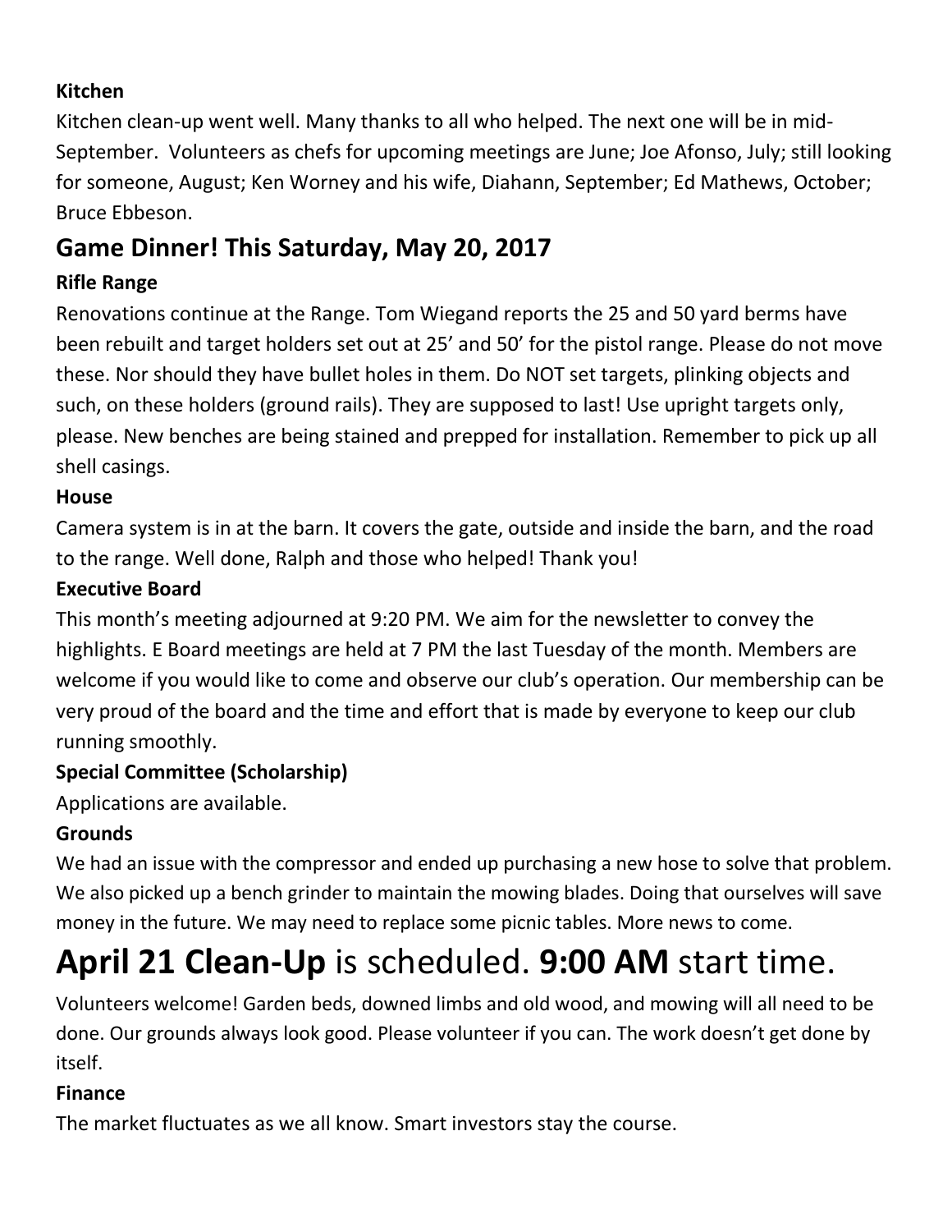### Kitchen

Kitchen clean-up went well. Many thanks to all who helped. The next one will be in mid-September. Volunteers as chefs for upcoming meetings are June; Joe Afonso, July; still looking for someone, August; Ken Worney and his wife, Diahann, September; Ed Mathews, October; Bruce Ebbeson.

## Game Dinner! This Saturday, May 20, 2017

### Rifle Range

Renovations continue at the Range. Tom Wiegand reports the 25 and 50 yard berms have been rebuilt and target holders set out at 25' and 50' for the pistol range. Please do not move these. Nor should they have bullet holes in them. Do NOT set targets, plinking objects and such, on these holders (ground rails). They are supposed to last! Use upright targets only, please. New benches are being stained and prepped for installation. Remember to pick up all shell casings.

### House

Camera system is in at the barn. It covers the gate, outside and inside the barn, and the road to the range. Well done, Ralph and those who helped! Thank you!

### Executive Board

This month's meeting adjourned at 9:20 PM. We aim for the newsletter to convey the highlights. E Board meetings are held at 7 PM the last Tuesday of the month. Members are welcome if you would like to come and observe our club's operation. Our membership can be very proud of the board and the time and effort that is made by everyone to keep our club running smoothly.

### Special Committee (Scholarship)

Applications are available.

### Grounds

We had an issue with the compressor and ended up purchasing a new hose to solve that problem. We also picked up a bench grinder to maintain the mowing blades. Doing that ourselves will save money in the future. We may need to replace some picnic tables. More news to come.

# **April 21 Clean-Up** is scheduled. **9:00 AM** start time.

Volunteers welcome! Garden beds, downed limbs and old wood, and mowing will all need to be done. Our grounds always look good. Please volunteer if you can. The work doesn't get done by itself.

### Finance

The market fluctuates as we all know. Smart investors stay the course.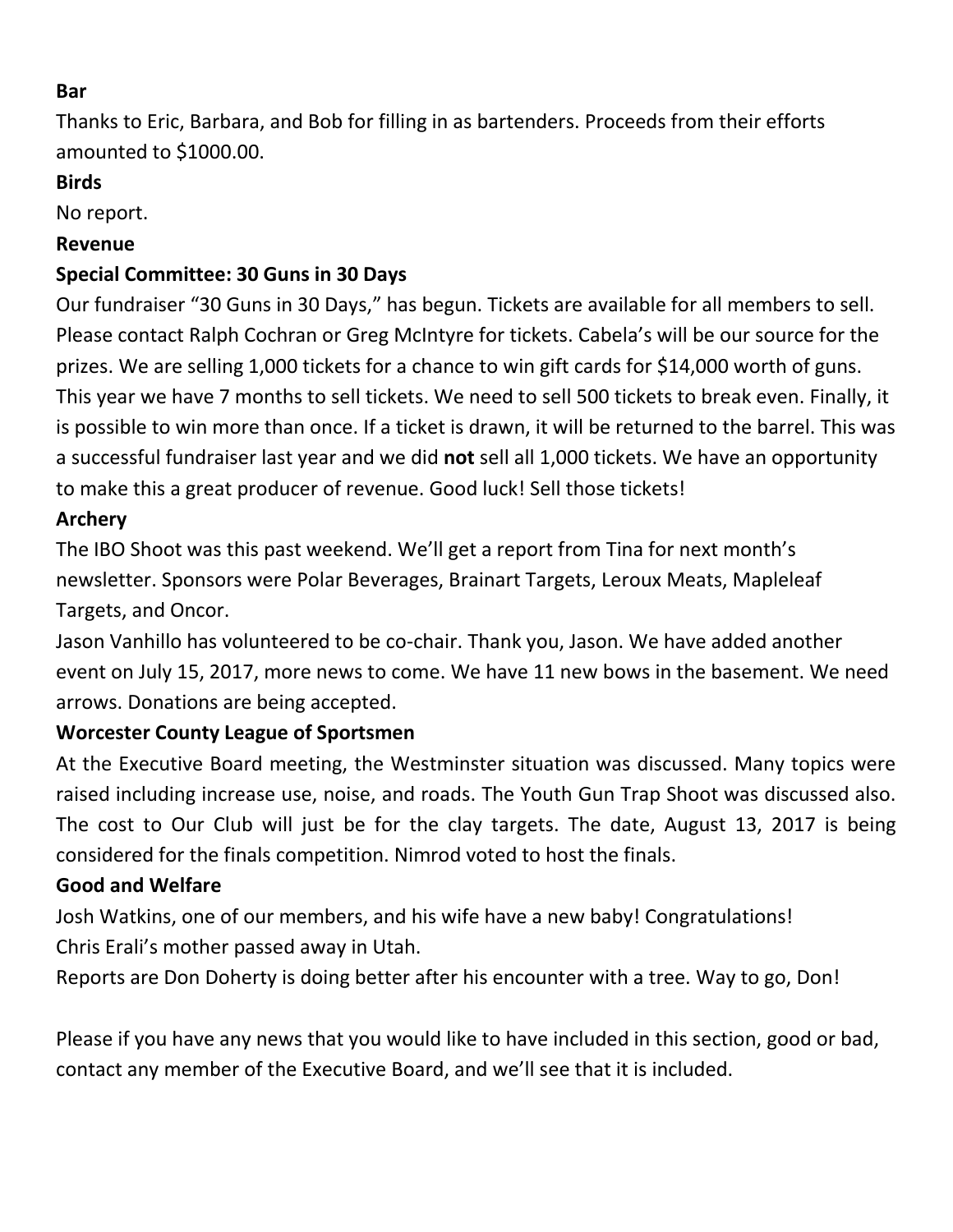**Bar**

Thanks to Eric, Barbara, and Bob for filling in as bartenders. Proceeds from their efforts amounted to $1000.00.

**Birds**

No report.

**Revenue**

**Special Committee: 30 Guns in 30 Days**

Our fundraiser "30 Guns in 30 Days," has begun. Tickets are available for all members to sell. Please contact Ralph Cochran or Greg McIntyre for tickets. Cabela's will be our source for the prizes. We are selling 1,000 tickets for a chance to win gift cards for $14,000 worth of guns. This year we have 7 months to sell tickets. We need to sell 500 tickets to break even. Finally, it is possible to win more than once. If a ticket is drawn, it will be returned to the barrel. This was a successful fundraiser last year and we did **not** sell all 1,000 tickets. We have an opportunity to make this a great producer of revenue. Good luck! Sell those tickets!

**Archery**

The IBO Shoot was this past weekend. We'll get a report from Tina for next month's newsletter. Sponsors were Polar Beverages, Brainart Targets, Leroux Meats, Mapleleaf Targets, and Oncor.

Jason Vanhillo has volunteered to be co-chair. Thank you, Jason. We have added another event on July 15, 2017, more news to come. We have 11 new bows in the basement. We need arrows. Donations are being accepted.

**Worcester County League of Sportsmen**

At the Executive Board meeting, the Westminster situation was discussed. Many topics were raised including increase use, noise, and roads. The Youth Gun Trap Shoot was discussed also. The cost to Our Club will just be for the clay targets. The date, August 13, 2017 is being considered for the finals competition. Nimrod voted to host the finals.

**Good and Welfare**

Josh Watkins, one of our members, and his wife have a new baby! Congratulations!

Chris Erali's mother passed away in Utah.

Reports are Don Doherty is doing better after his encounter with a tree. Way to go, Don!

Please if you have any news that you would like to have included in this section, good or bad, contact any member of the Executive Board, and we'll see that it is included.